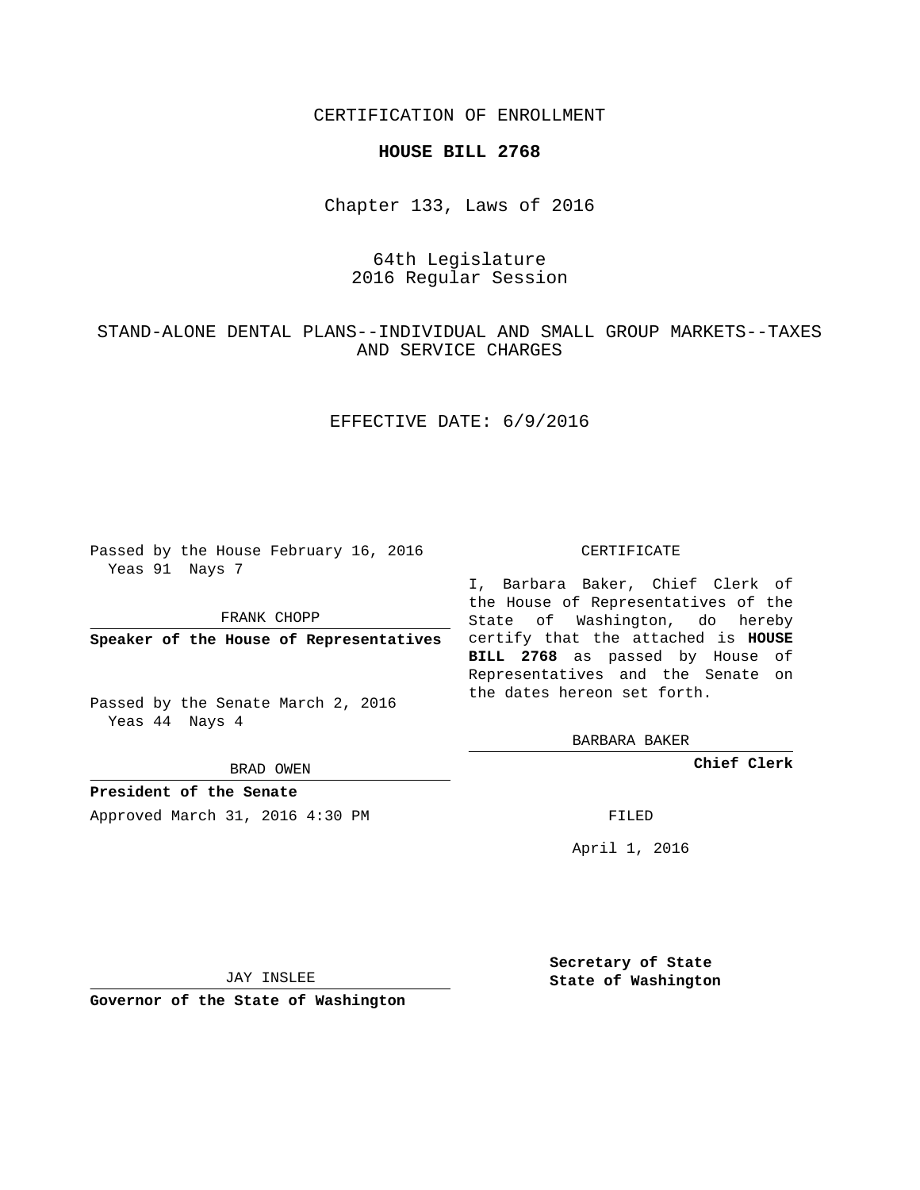CERTIFICATION OF ENROLLMENT

**HOUSE BILL 2768**

Chapter 133, Laws of 2016

64th Legislature
2016 Regular Session

STAND-ALONE DENTAL PLANS--INDIVIDUAL AND SMALL GROUP MARKETS--TAXES AND SERVICE CHARGES

EFFECTIVE DATE: 6/9/2016

Passed by the House February 16, 2016
Yeas 91 Nays 7

FRANK CHOPP

**Speaker of the House of Representatives**

Passed by the Senate March 2, 2016
Yeas 44 Nays 4

BRAD OWEN

**President of the Senate**

Approved March 31, 2016 4:30 PM

JAY INSLEE

**Governor of the State of Washington**

CERTIFICATE

I, Barbara Baker, Chief Clerk of the House of Representatives of the State of Washington, do hereby certify that the attached is **HOUSE BILL 2768** as passed by House of Representatives and the Senate on the dates hereon set forth.

BARBARA BAKER

**Chief Clerk**

FILED

April 1, 2016

**Secretary of State**
**State of Washington**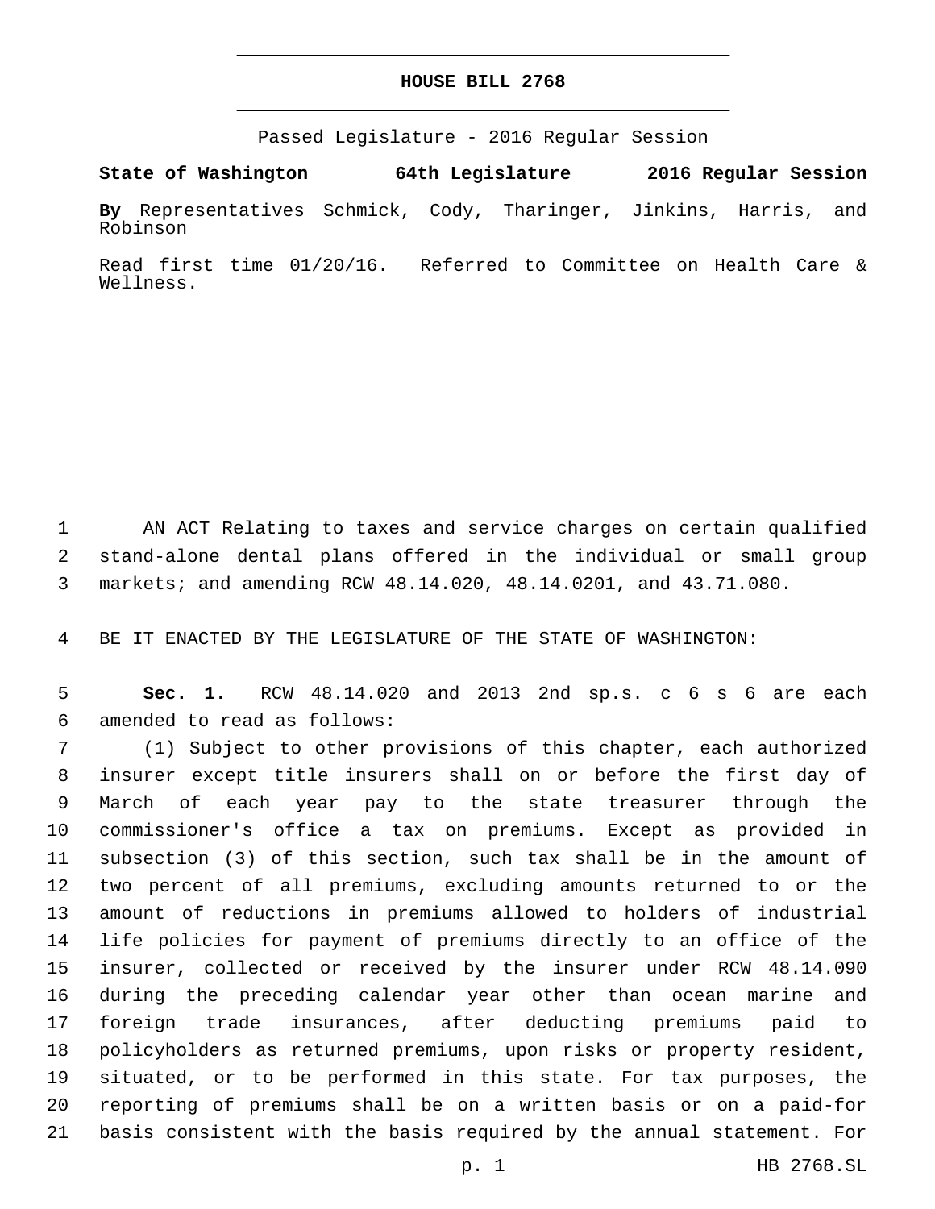# HOUSE BILL 2768

Passed Legislature - 2016 Regular Session

**State of Washington 64th Legislature 2016 Regular Session**

**By** Representatives Schmick, Cody, Tharinger, Jinkins, Harris, and Robinson

Read first time 01/20/16. Referred to Committee on Health Care & Wellness.

AN ACT Relating to taxes and service charges on certain qualified stand-alone dental plans offered in the individual or small group markets; and amending RCW 48.14.020, 48.14.0201, and 43.71.080.

BE IT ENACTED BY THE LEGISLATURE OF THE STATE OF WASHINGTON:

**Sec. 1.** RCW 48.14.020 and 2013 2nd sp.s. c 6 s 6 are each amended to read as follows:

(1) Subject to other provisions of this chapter, each authorized insurer except title insurers shall on or before the first day of March of each year pay to the state treasurer through the commissioner's office a tax on premiums. Except as provided in subsection (3) of this section, such tax shall be in the amount of two percent of all premiums, excluding amounts returned to or the amount of reductions in premiums allowed to holders of industrial life policies for payment of premiums directly to an office of the insurer, collected or received by the insurer under RCW 48.14.090 during the preceding calendar year other than ocean marine and foreign trade insurances, after deducting premiums paid to policyholders as returned premiums, upon risks or property resident, situated, or to be performed in this state. For tax purposes, the reporting of premiums shall be on a written basis or on a paid-for basis consistent with the basis required by the annual statement. For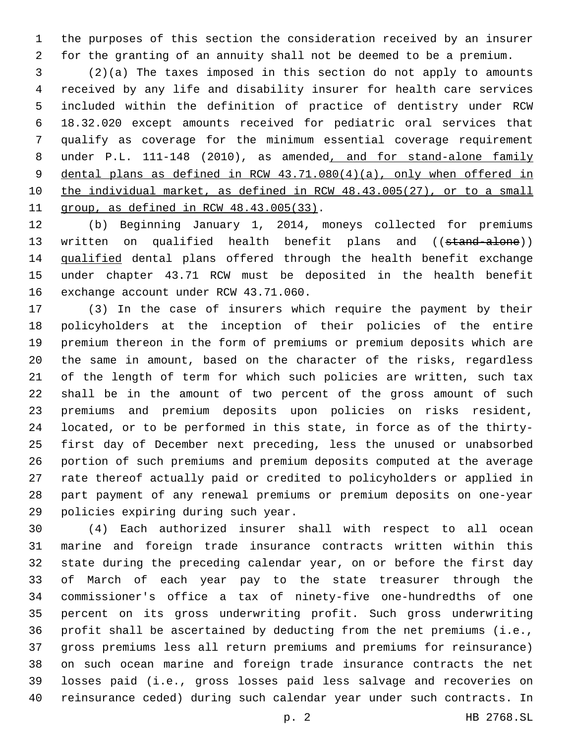the purposes of this section the consideration received by an insurer for the granting of an annuity shall not be deemed to be a premium.

(2)(a) The taxes imposed in this section do not apply to amounts received by any life and disability insurer for health care services included within the definition of practice of dentistry under RCW 18.32.020 except amounts received for pediatric oral services that qualify as coverage for the minimum essential coverage requirement under P.L. 111-148 (2010), as amended, and for stand-alone family dental plans as defined in RCW 43.71.080(4)(a), only when offered in the individual market, as defined in RCW 48.43.005(27), or to a small group, as defined in RCW 48.43.005(33).

(b) Beginning January 1, 2014, moneys collected for premiums written on qualified health benefit plans and ((~~stand-alone~~)) qualified dental plans offered through the health benefit exchange under chapter 43.71 RCW must be deposited in the health benefit exchange account under RCW 43.71.060.

(3) In the case of insurers which require the payment by their policyholders at the inception of their policies of the entire premium thereon in the form of premiums or premium deposits which are the same in amount, based on the character of the risks, regardless of the length of term for which such policies are written, such tax shall be in the amount of two percent of the gross amount of such premiums and premium deposits upon policies on risks resident, located, or to be performed in this state, in force as of the thirty-first day of December next preceding, less the unused or unabsorbed portion of such premiums and premium deposits computed at the average rate thereof actually paid or credited to policyholders or applied in part payment of any renewal premiums or premium deposits on one-year policies expiring during such year.

(4) Each authorized insurer shall with respect to all ocean marine and foreign trade insurance contracts written within this state during the preceding calendar year, on or before the first day of March of each year pay to the state treasurer through the commissioner's office a tax of ninety-five one-hundredths of one percent on its gross underwriting profit. Such gross underwriting profit shall be ascertained by deducting from the net premiums (i.e., gross premiums less all return premiums and premiums for reinsurance) on such ocean marine and foreign trade insurance contracts the net losses paid (i.e., gross losses paid less salvage and recoveries on reinsurance ceded) during such calendar year under such contracts. In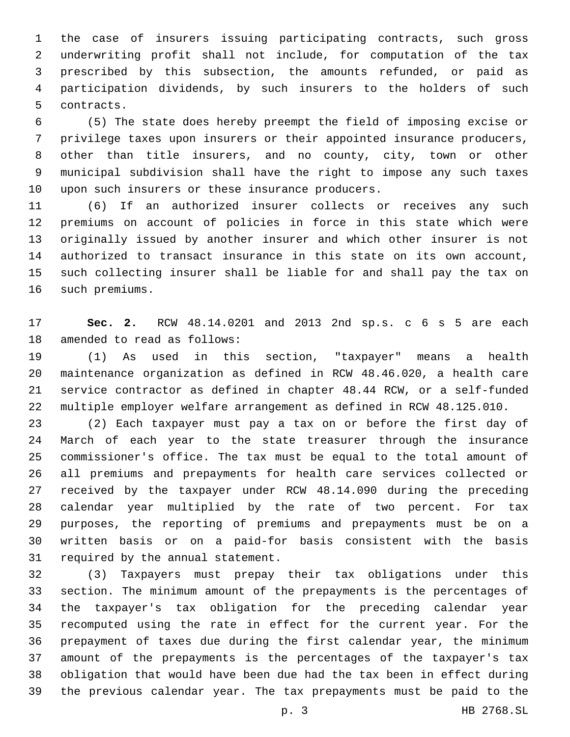the case of insurers issuing participating contracts, such gross underwriting profit shall not include, for computation of the tax prescribed by this subsection, the amounts refunded, or paid as participation dividends, by such insurers to the holders of such contracts.

(5) The state does hereby preempt the field of imposing excise or privilege taxes upon insurers or their appointed insurance producers, other than title insurers, and no county, city, town or other municipal subdivision shall have the right to impose any such taxes upon such insurers or these insurance producers.

(6) If an authorized insurer collects or receives any such premiums on account of policies in force in this state which were originally issued by another insurer and which other insurer is not authorized to transact insurance in this state on its own account, such collecting insurer shall be liable for and shall pay the tax on such premiums.

**Sec. 2.** RCW 48.14.0201 and 2013 2nd sp.s. c 6 s 5 are each amended to read as follows:

(1) As used in this section, "taxpayer" means a health maintenance organization as defined in RCW 48.46.020, a health care service contractor as defined in chapter 48.44 RCW, or a self-funded multiple employer welfare arrangement as defined in RCW 48.125.010.

(2) Each taxpayer must pay a tax on or before the first day of March of each year to the state treasurer through the insurance commissioner's office. The tax must be equal to the total amount of all premiums and prepayments for health care services collected or received by the taxpayer under RCW 48.14.090 during the preceding calendar year multiplied by the rate of two percent. For tax purposes, the reporting of premiums and prepayments must be on a written basis or on a paid-for basis consistent with the basis required by the annual statement.

(3) Taxpayers must prepay their tax obligations under this section. The minimum amount of the prepayments is the percentages of the taxpayer's tax obligation for the preceding calendar year recomputed using the rate in effect for the current year. For the prepayment of taxes due during the first calendar year, the minimum amount of the prepayments is the percentages of the taxpayer's tax obligation that would have been due had the tax been in effect during the previous calendar year. The tax prepayments must be paid to the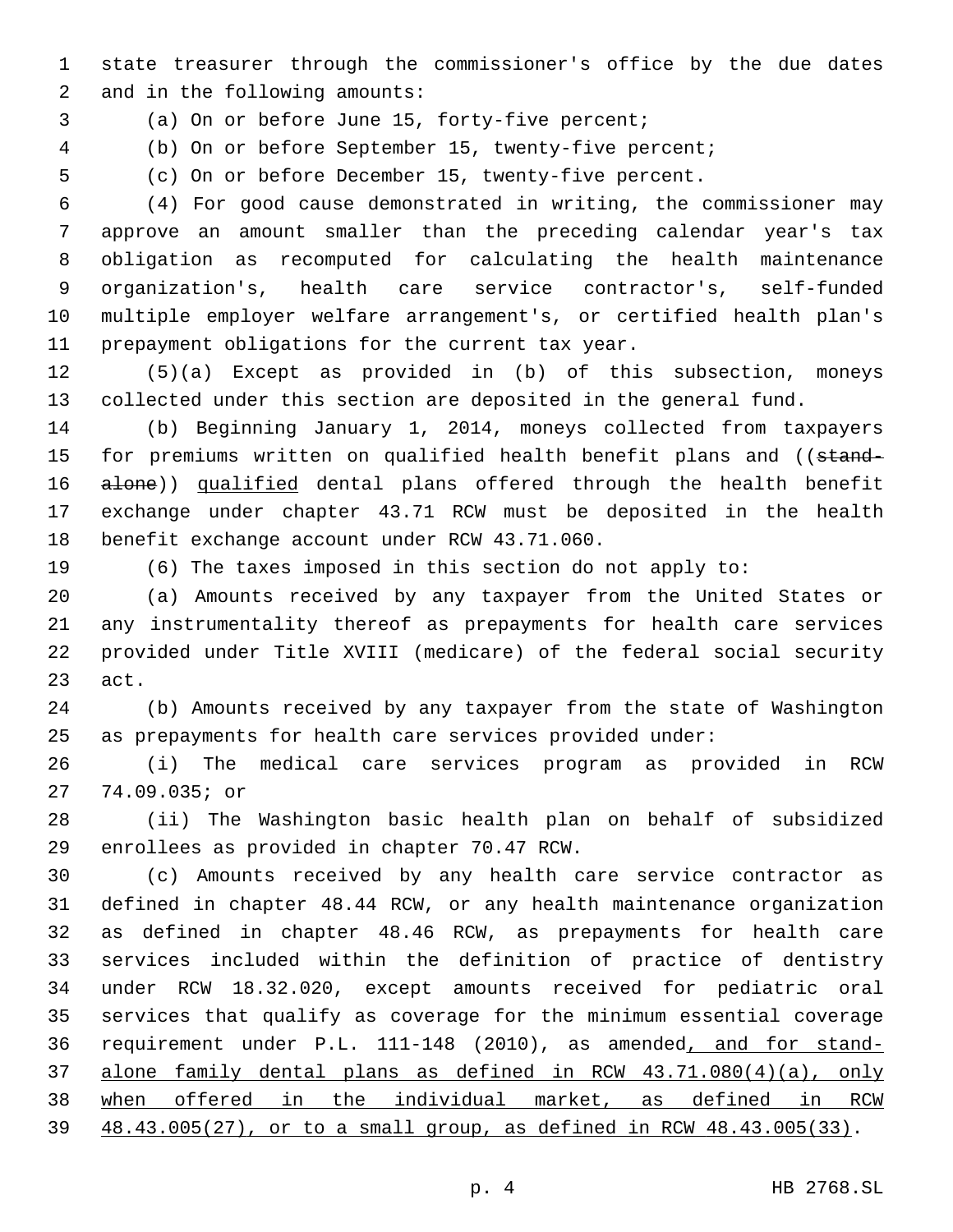state treasurer through the commissioner's office by the due dates and in the following amounts:

(a) On or before June 15, forty-five percent;

(b) On or before September 15, twenty-five percent;

(c) On or before December 15, twenty-five percent.

(4) For good cause demonstrated in writing, the commissioner may approve an amount smaller than the preceding calendar year's tax obligation as recomputed for calculating the health maintenance organization's, health care service contractor's, self-funded multiple employer welfare arrangement's, or certified health plan's prepayment obligations for the current tax year.

(5)(a) Except as provided in (b) of this subsection, moneys collected under this section are deposited in the general fund.

(b) Beginning January 1, 2014, moneys collected from taxpayers for premiums written on qualified health benefit plans and ((~~stand-alone~~)) <u>qualified</u> dental plans offered through the health benefit exchange under chapter 43.71 RCW must be deposited in the health benefit exchange account under RCW 43.71.060.

(6) The taxes imposed in this section do not apply to:

(a) Amounts received by any taxpayer from the United States or any instrumentality thereof as prepayments for health care services provided under Title XVIII (medicare) of the federal social security act.

(b) Amounts received by any taxpayer from the state of Washington as prepayments for health care services provided under:

(i) The medical care services program as provided in RCW 74.09.035; or

(ii) The Washington basic health plan on behalf of subsidized enrollees as provided in chapter 70.47 RCW.

(c) Amounts received by any health care service contractor as defined in chapter 48.44 RCW, or any health maintenance organization as defined in chapter 48.46 RCW, as prepayments for health care services included within the definition of practice of dentistry under RCW 18.32.020, except amounts received for pediatric oral services that qualify as coverage for the minimum essential coverage requirement under P.L. 111-148 (2010), as amended<u>, and for stand-alone family dental plans as defined in RCW 43.71.080(4)(a), only when offered in the individual market, as defined in RCW 48.43.005(27), or to a small group, as defined in RCW 48.43.005(33)</u>.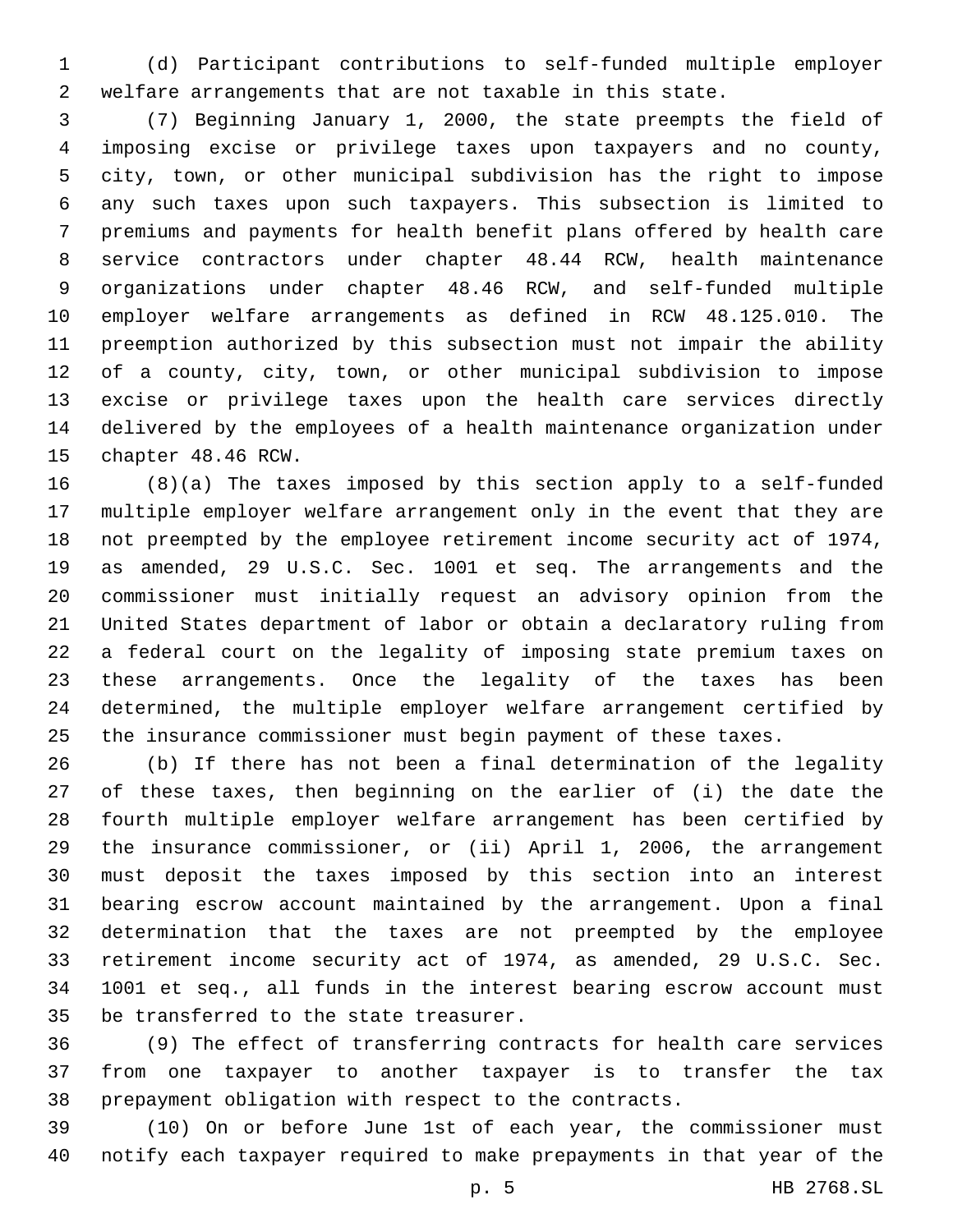(d) Participant contributions to self-funded multiple employer welfare arrangements that are not taxable in this state.

(7) Beginning January 1, 2000, the state preempts the field of imposing excise or privilege taxes upon taxpayers and no county, city, town, or other municipal subdivision has the right to impose any such taxes upon such taxpayers. This subsection is limited to premiums and payments for health benefit plans offered by health care service contractors under chapter 48.44 RCW, health maintenance organizations under chapter 48.46 RCW, and self-funded multiple employer welfare arrangements as defined in RCW 48.125.010. The preemption authorized by this subsection must not impair the ability of a county, city, town, or other municipal subdivision to impose excise or privilege taxes upon the health care services directly delivered by the employees of a health maintenance organization under chapter 48.46 RCW.

(8)(a) The taxes imposed by this section apply to a self-funded multiple employer welfare arrangement only in the event that they are not preempted by the employee retirement income security act of 1974, as amended, 29 U.S.C. Sec. 1001 et seq. The arrangements and the commissioner must initially request an advisory opinion from the United States department of labor or obtain a declaratory ruling from a federal court on the legality of imposing state premium taxes on these arrangements. Once the legality of the taxes has been determined, the multiple employer welfare arrangement certified by the insurance commissioner must begin payment of these taxes.

(b) If there has not been a final determination of the legality of these taxes, then beginning on the earlier of (i) the date the fourth multiple employer welfare arrangement has been certified by the insurance commissioner, or (ii) April 1, 2006, the arrangement must deposit the taxes imposed by this section into an interest bearing escrow account maintained by the arrangement. Upon a final determination that the taxes are not preempted by the employee retirement income security act of 1974, as amended, 29 U.S.C. Sec. 1001 et seq., all funds in the interest bearing escrow account must be transferred to the state treasurer.

(9) The effect of transferring contracts for health care services from one taxpayer to another taxpayer is to transfer the tax prepayment obligation with respect to the contracts.

(10) On or before June 1st of each year, the commissioner must notify each taxpayer required to make prepayments in that year of the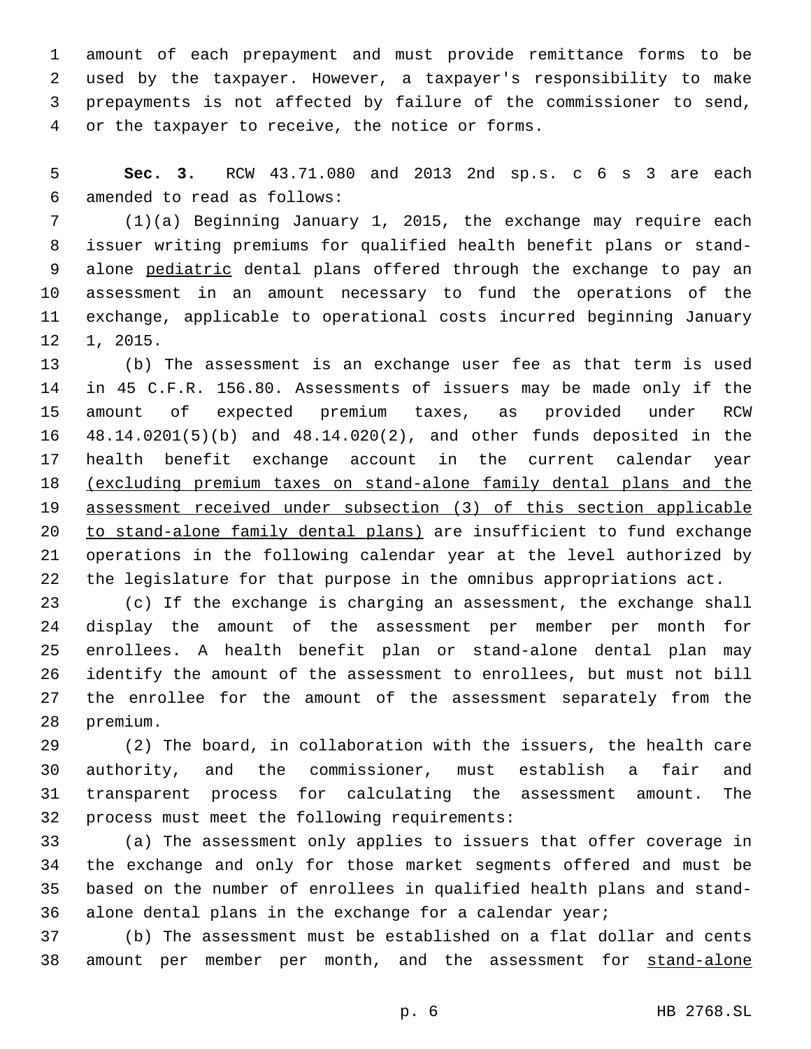amount of each prepayment and must provide remittance forms to be used by the taxpayer. However, a taxpayer's responsibility to make prepayments is not affected by failure of the commissioner to send, or the taxpayer to receive, the notice or forms.

**Sec. 3.** RCW 43.71.080 and 2013 2nd sp.s. c 6 s 3 are each amended to read as follows:

(1)(a) Beginning January 1, 2015, the exchange may require each issuer writing premiums for qualified health benefit plans or stand-alone <u>pediatric</u> dental plans offered through the exchange to pay an assessment in an amount necessary to fund the operations of the exchange, applicable to operational costs incurred beginning January 1, 2015.

(b) The assessment is an exchange user fee as that term is used in 45 C.F.R. 156.80. Assessments of issuers may be made only if the amount of expected premium taxes, as provided under RCW 48.14.0201(5)(b) and 48.14.020(2), and other funds deposited in the health benefit exchange account in the current calendar year <u>(excluding premium taxes on stand-alone family dental plans and the assessment received under subsection (3) of this section applicable to stand-alone family dental plans)</u> are insufficient to fund exchange operations in the following calendar year at the level authorized by the legislature for that purpose in the omnibus appropriations act.

(c) If the exchange is charging an assessment, the exchange shall display the amount of the assessment per member per month for enrollees. A health benefit plan or stand-alone dental plan may identify the amount of the assessment to enrollees, but must not bill the enrollee for the amount of the assessment separately from the premium.

(2) The board, in collaboration with the issuers, the health care authority, and the commissioner, must establish a fair and transparent process for calculating the assessment amount. The process must meet the following requirements:

(a) The assessment only applies to issuers that offer coverage in the exchange and only for those market segments offered and must be based on the number of enrollees in qualified health plans and stand-alone dental plans in the exchange for a calendar year;

(b) The assessment must be established on a flat dollar and cents amount per member per month, and the assessment for <u>stand-alone</u>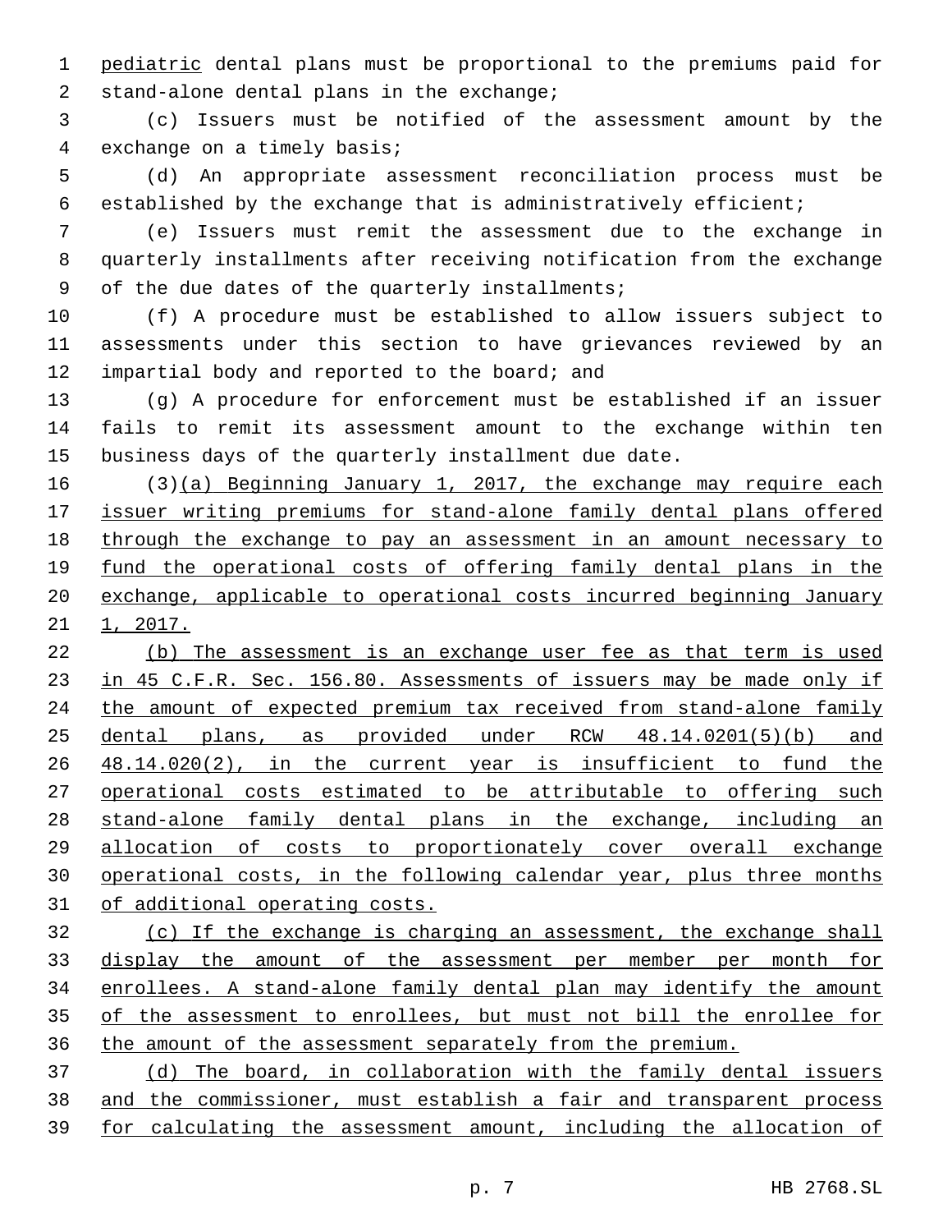pediatric dental plans must be proportional to the premiums paid for stand-alone dental plans in the exchange;

(c) Issuers must be notified of the assessment amount by the exchange on a timely basis;

(d) An appropriate assessment reconciliation process must be established by the exchange that is administratively efficient;

(e) Issuers must remit the assessment due to the exchange in quarterly installments after receiving notification from the exchange of the due dates of the quarterly installments;

(f) A procedure must be established to allow issuers subject to assessments under this section to have grievances reviewed by an impartial body and reported to the board; and

(g) A procedure for enforcement must be established if an issuer fails to remit its assessment amount to the exchange within ten business days of the quarterly installment due date.

(3)(a) Beginning January 1, 2017, the exchange may require each issuer writing premiums for stand-alone family dental plans offered through the exchange to pay an assessment in an amount necessary to fund the operational costs of offering family dental plans in the exchange, applicable to operational costs incurred beginning January 1, 2017.

(b) The assessment is an exchange user fee as that term is used in 45 C.F.R. Sec. 156.80. Assessments of issuers may be made only if the amount of expected premium tax received from stand-alone family dental plans, as provided under RCW 48.14.0201(5)(b) and 48.14.020(2), in the current year is insufficient to fund the operational costs estimated to be attributable to offering such stand-alone family dental plans in the exchange, including an allocation of costs to proportionately cover overall exchange operational costs, in the following calendar year, plus three months of additional operating costs.

(c) If the exchange is charging an assessment, the exchange shall display the amount of the assessment per member per month for enrollees. A stand-alone family dental plan may identify the amount of the assessment to enrollees, but must not bill the enrollee for the amount of the assessment separately from the premium.

(d) The board, in collaboration with the family dental issuers and the commissioner, must establish a fair and transparent process for calculating the assessment amount, including the allocation of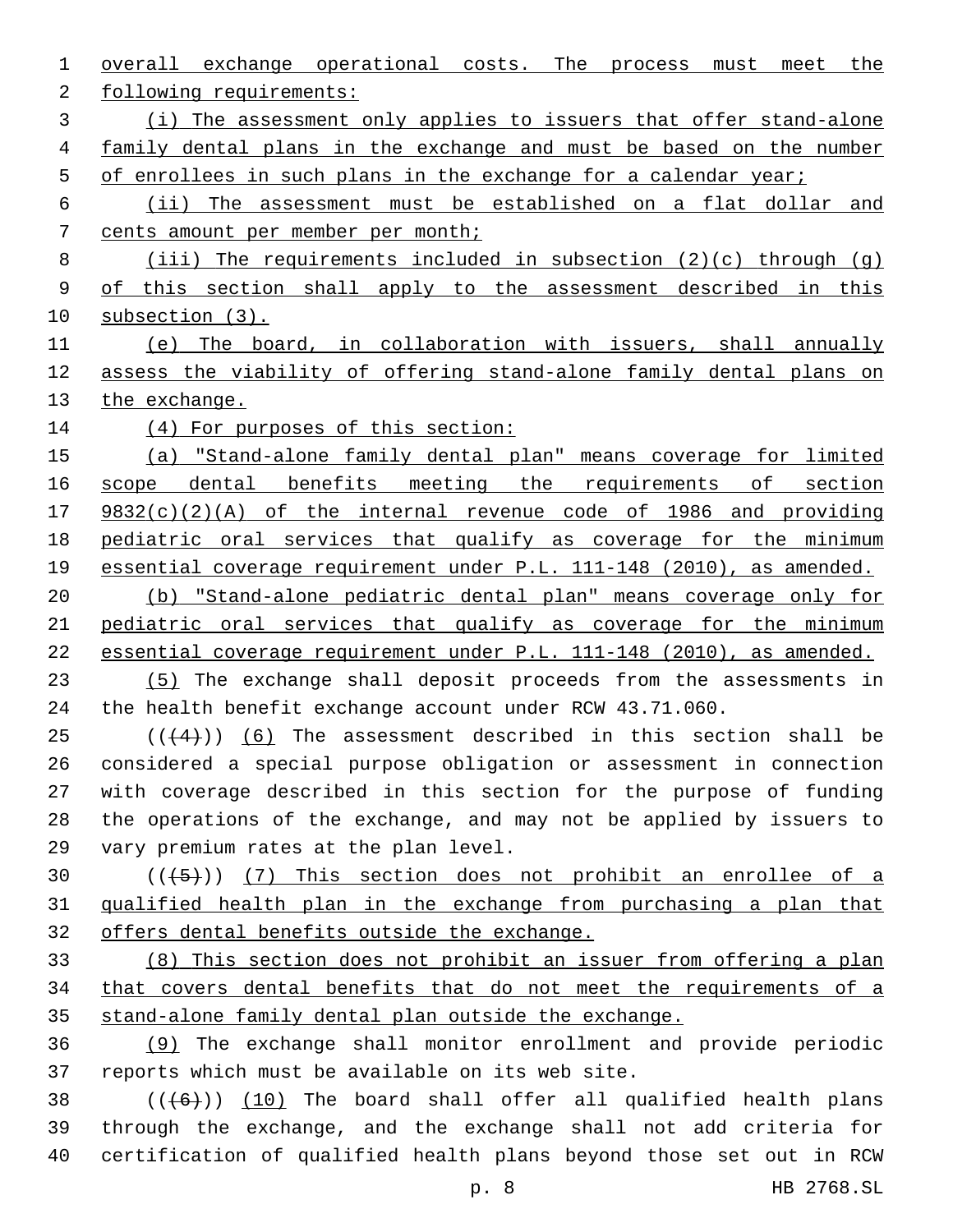overall exchange operational costs. The process must meet the following requirements:

(i) The assessment only applies to issuers that offer stand-alone family dental plans in the exchange and must be based on the number of enrollees in such plans in the exchange for a calendar year;

(ii) The assessment must be established on a flat dollar and cents amount per member per month;

(iii) The requirements included in subsection (2)(c) through (g) of this section shall apply to the assessment described in this subsection (3).

(e) The board, in collaboration with issuers, shall annually assess the viability of offering stand-alone family dental plans on the exchange.

(4) For purposes of this section:

(a) "Stand-alone family dental plan" means coverage for limited scope dental benefits meeting the requirements of section 9832(c)(2)(A) of the internal revenue code of 1986 and providing pediatric oral services that qualify as coverage for the minimum essential coverage requirement under P.L. 111-148 (2010), as amended.

(b) "Stand-alone pediatric dental plan" means coverage only for pediatric oral services that qualify as coverage for the minimum essential coverage requirement under P.L. 111-148 (2010), as amended.

(5) The exchange shall deposit proceeds from the assessments in the health benefit exchange account under RCW 43.71.060.

~~((4))~~ (6) The assessment described in this section shall be considered a special purpose obligation or assessment in connection with coverage described in this section for the purpose of funding the operations of the exchange, and may not be applied by issuers to vary premium rates at the plan level.

~~((5))~~ (7) This section does not prohibit an enrollee of a qualified health plan in the exchange from purchasing a plan that offers dental benefits outside the exchange.

(8) This section does not prohibit an issuer from offering a plan that covers dental benefits that do not meet the requirements of a stand-alone family dental plan outside the exchange.

(9) The exchange shall monitor enrollment and provide periodic reports which must be available on its web site.

~~((6))~~ (10) The board shall offer all qualified health plans through the exchange, and the exchange shall not add criteria for certification of qualified health plans beyond those set out in RCW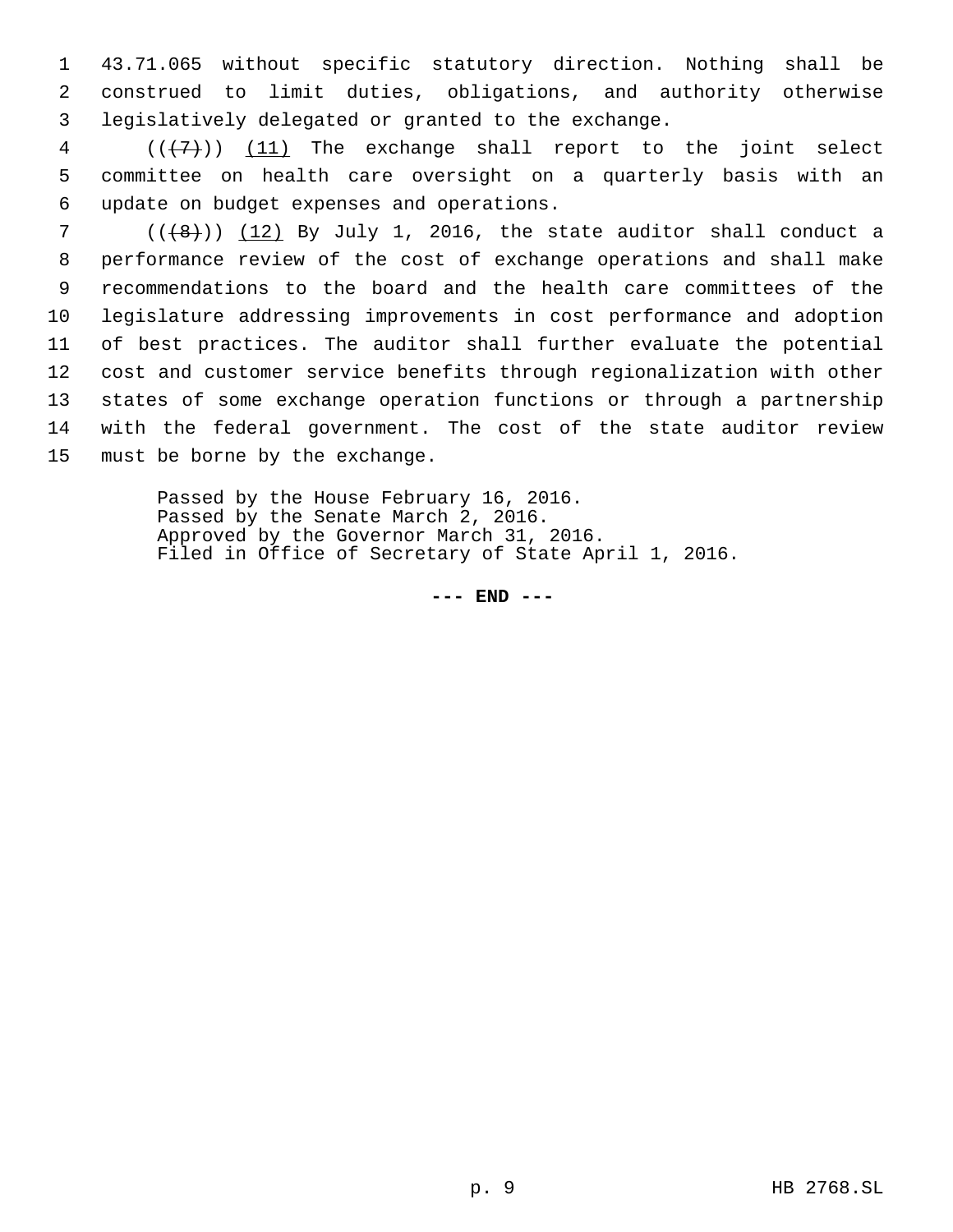43.71.065 without specific statutory direction. Nothing shall be construed to limit duties, obligations, and authority otherwise legislatively delegated or granted to the exchange.

((~~(7)~~)) <u>(11)</u> The exchange shall report to the joint select committee on health care oversight on a quarterly basis with an update on budget expenses and operations.

((~~(8)~~)) <u>(12)</u> By July 1, 2016, the state auditor shall conduct a performance review of the cost of exchange operations and shall make recommendations to the board and the health care committees of the legislature addressing improvements in cost performance and adoption of best practices. The auditor shall further evaluate the potential cost and customer service benefits through regionalization with other states of some exchange operation functions or through a partnership with the federal government. The cost of the state auditor review must be borne by the exchange.

Passed by the House February 16, 2016.
Passed by the Senate March 2, 2016.
Approved by the Governor March 31, 2016.
Filed in Office of Secretary of State April 1, 2016.

**--- END ---**